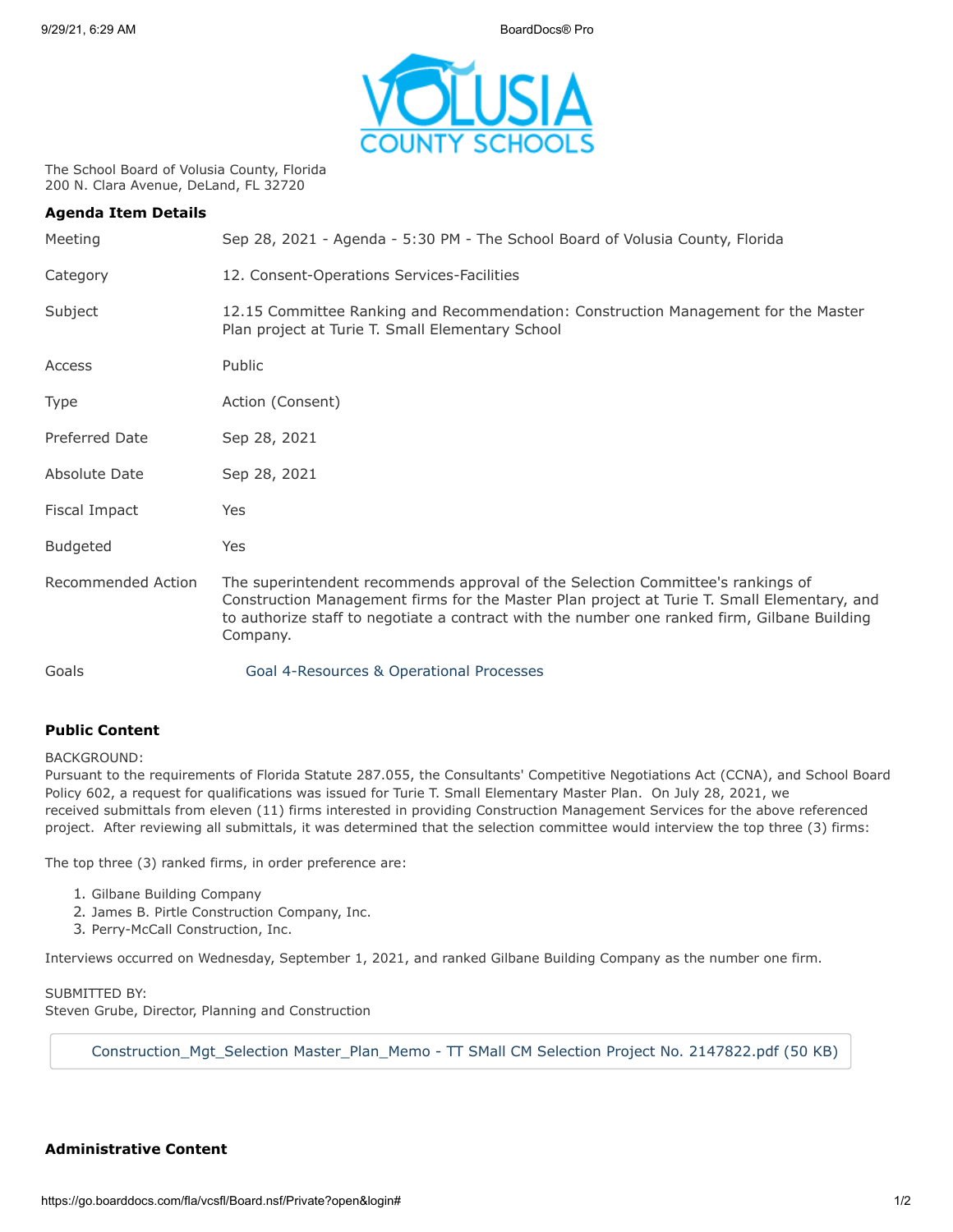The School Board of Volusia County, Florida
200 N. Clara Avenue, DeLand, FL 32720

**Agenda Item Details**

| | |
|---|---|
| Meeting | Sep 28, 2021 - Agenda - 5:30 PM - The School Board of Volusia County, Florida |
| Category | 12. Consent-Operations Services-Facilities |
| Subject | 12.15 Committee Ranking and Recommendation: Construction Management for the Master Plan project at Turie T. Small Elementary School |
| Access | Public |
| Type | Action (Consent) |
| Preferred Date | Sep 28, 2021 |
| Absolute Date | Sep 28, 2021 |
| Fiscal Impact | Yes |
| Budgeted | Yes |
| Recommended Action | The superintendent recommends approval of the Selection Committee's rankings of Construction Management firms for the Master Plan project at Turie T. Small Elementary, and to authorize staff to negotiate a contract with the number one ranked firm, Gilbane Building Company. |
| Goals | Goal 4-Resources & Operational Processes |

**Public Content**

BACKGROUND:
Pursuant to the requirements of Florida Statute 287.055, the Consultants' Competitive Negotiations Act (CCNA), and School Board Policy 602, a request for qualifications was issued for Turie T. Small Elementary Master Plan. On July 28, 2021, we received submittals from eleven (11) firms interested in providing Construction Management Services for the above referenced project. After reviewing all submittals, it was determined that the selection committee would interview the top three (3) firms:

The top three (3) ranked firms, in order preference are:

1. Gilbane Building Company
2. James B. Pirtle Construction Company, Inc.
3. Perry-McCall Construction, Inc.

Interviews occurred on Wednesday, September 1, 2021, and ranked Gilbane Building Company as the number one firm.

SUBMITTED BY:
Steven Grube, Director, Planning and Construction

Construction_Mgt_Selection Master_Plan_Memo - TT SMall CM Selection Project No. 2147822.pdf (50 KB)

**Administrative Content**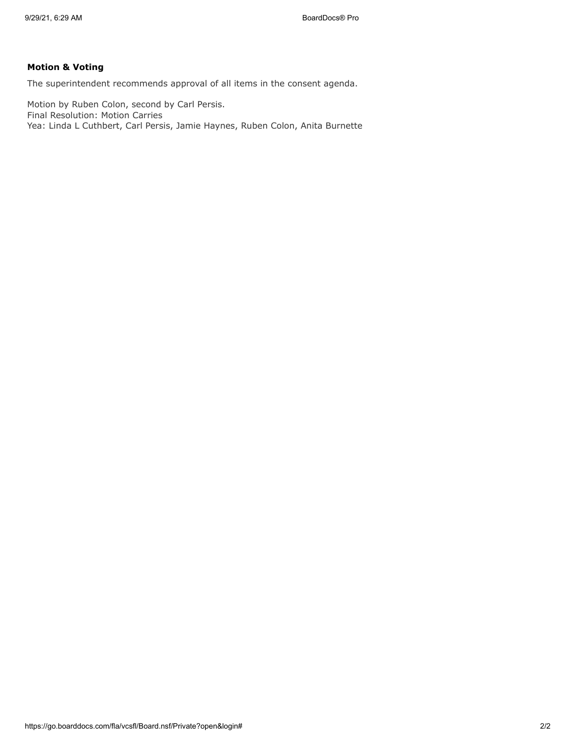**Motion & Voting**

The superintendent recommends approval of all items in the consent agenda.

Motion by Ruben Colon, second by Carl Persis.
Final Resolution: Motion Carries
Yea: Linda L Cuthbert, Carl Persis, Jamie Haynes, Ruben Colon, Anita Burnette